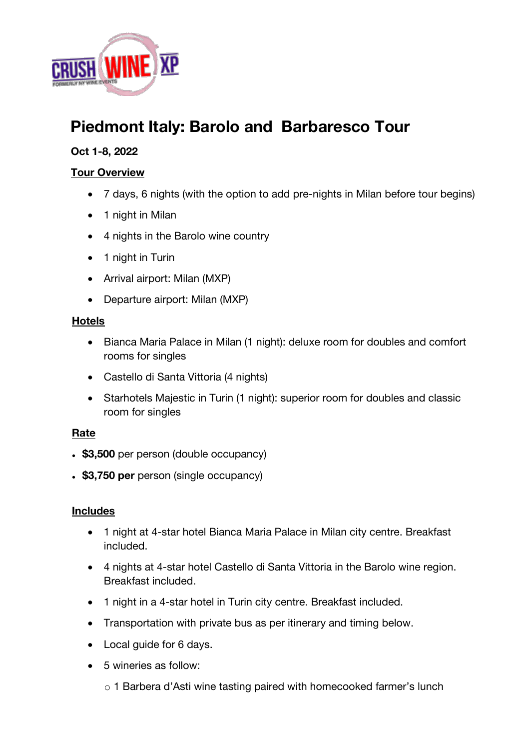# Piedmont Italy: Barolo and Barbaresco Tour

**Oct 1-8, 2022**

**Tour Overview**

- 7 days, 6 nights (with the option to add pre-nights in Milan before tour begins)
- 1 night in Milan
- 4 nights in the Barolo wine country
- 1 night in Turin
- Arrival airport: Milan (MXP)
- Departure airport: Milan (MXP)

**Hotels**

- Bianca Maria Palace in Milan (1 night): deluxe room for doubles and comfort rooms for singles
- Castello di Santa Vittoria (4 nights)
- Starhotels Majestic in Turin (1 night): superior room for doubles and classic room for singles

**Rate**

- **$3,500** per person (double occupancy)
- **$3,750 per** person (single occupancy)

**Includes**

- 1 night at 4-star hotel Bianca Maria Palace in Milan city centre. Breakfast included.
- 4 nights at 4-star hotel Castello di Santa Vittoria in the Barolo wine region. Breakfast included.
- 1 night in a 4-star hotel in Turin city centre. Breakfast included.
- Transportation with private bus as per itinerary and timing below.
- Local guide for 6 days.
- 5 wineries as follow:
  - 1 Barbera d'Asti wine tasting paired with homecooked farmer's lunch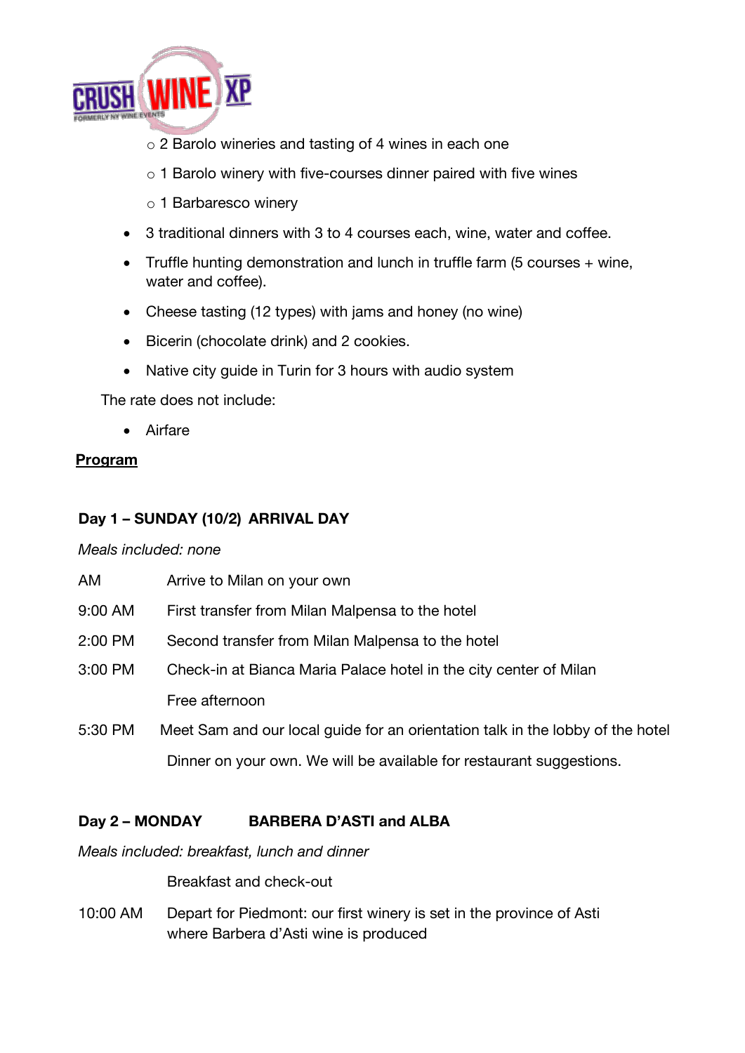- 2 Barolo wineries and tasting of 4 wines in each one
  - 1 Barolo winery with five-courses dinner paired with five wines
  - 1 Barbaresco winery
- 3 traditional dinners with 3 to 4 courses each, wine, water and coffee.
- Truffle hunting demonstration and lunch in truffle farm (5 courses + wine, water and coffee).
- Cheese tasting (12 types) with jams and honey (no wine)
- Bicerin (chocolate drink) and 2 cookies.
- Native city guide in Turin for 3 hours with audio system

The rate does not include:

- Airfare

**Program**

**Day 1 – SUNDAY (10/2) ARRIVAL DAY**

*Meals included: none*

AM — Arrive to Milan on your own

9:00 AM — First transfer from Milan Malpensa to the hotel

2:00 PM — Second transfer from Milan Malpensa to the hotel

3:00 PM — Check-in at Bianca Maria Palace hotel in the city center of Milan

Free afternoon

5:30 PM — Meet Sam and our local guide for an orientation talk in the lobby of the hotel

Dinner on your own. We will be available for restaurant suggestions.

**Day 2 – MONDAY BARBERA D'ASTI and ALBA**

*Meals included: breakfast, lunch and dinner*

Breakfast and check-out

10:00 AM — Depart for Piedmont: our first winery is set in the province of Asti where Barbera d'Asti wine is produced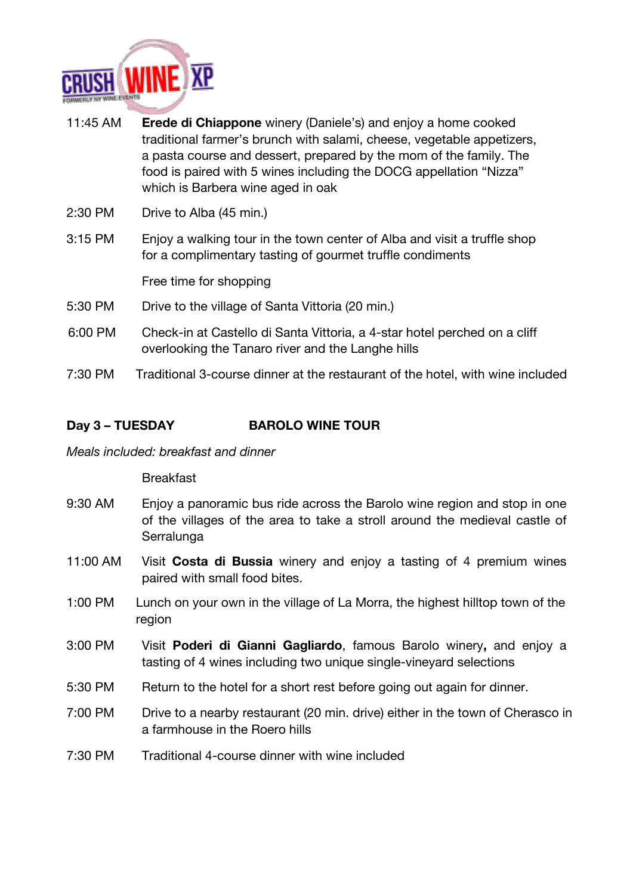| | |
|---|---|
| 11:45 AM | **Erede di Chiappone** winery (Daniele's) and enjoy a home cooked traditional farmer's brunch with salami, cheese, vegetable appetizers, a pasta course and dessert, prepared by the mom of the family. The food is paired with 5 wines including the DOCG appellation "Nizza" which is Barbera wine aged in oak |
| 2:30 PM | Drive to Alba (45 min.) |
| 3:15 PM | Enjoy a walking tour in the town center of Alba and visit a truffle shop for a complimentary tasting of gourmet truffle condiments |
| | Free time for shopping |
| 5:30 PM | Drive to the village of Santa Vittoria (20 min.) |
| 6:00 PM | Check-in at Castello di Santa Vittoria, a 4-star hotel perched on a cliff overlooking the Tanaro river and the Langhe hills |
| 7:30 PM | Traditional 3-course dinner at the restaurant of the hotel, with wine included |

**Day 3 – TUESDAY** **BAROLO WINE TOUR**

*Meals included: breakfast and dinner*

| | |
|---|---|
| | Breakfast |
| 9:30 AM | Enjoy a panoramic bus ride across the Barolo wine region and stop in one of the villages of the area to take a stroll around the medieval castle of Serralunga |
| 11:00 AM | Visit **Costa di Bussia** winery and enjoy a tasting of 4 premium wines paired with small food bites. |
| 1:00 PM | Lunch on your own in the village of La Morra, the highest hilltop town of the region |
| 3:00 PM | Visit **Poderi di Gianni Gagliardo**, famous Barolo winery**,** and enjoy a tasting of 4 wines including two unique single-vineyard selections |
| 5:30 PM | Return to the hotel for a short rest before going out again for dinner. |
| 7:00 PM | Drive to a nearby restaurant (20 min. drive) either in the town of Cherasco in a farmhouse in the Roero hills |
| 7:30 PM | Traditional 4-course dinner with wine included |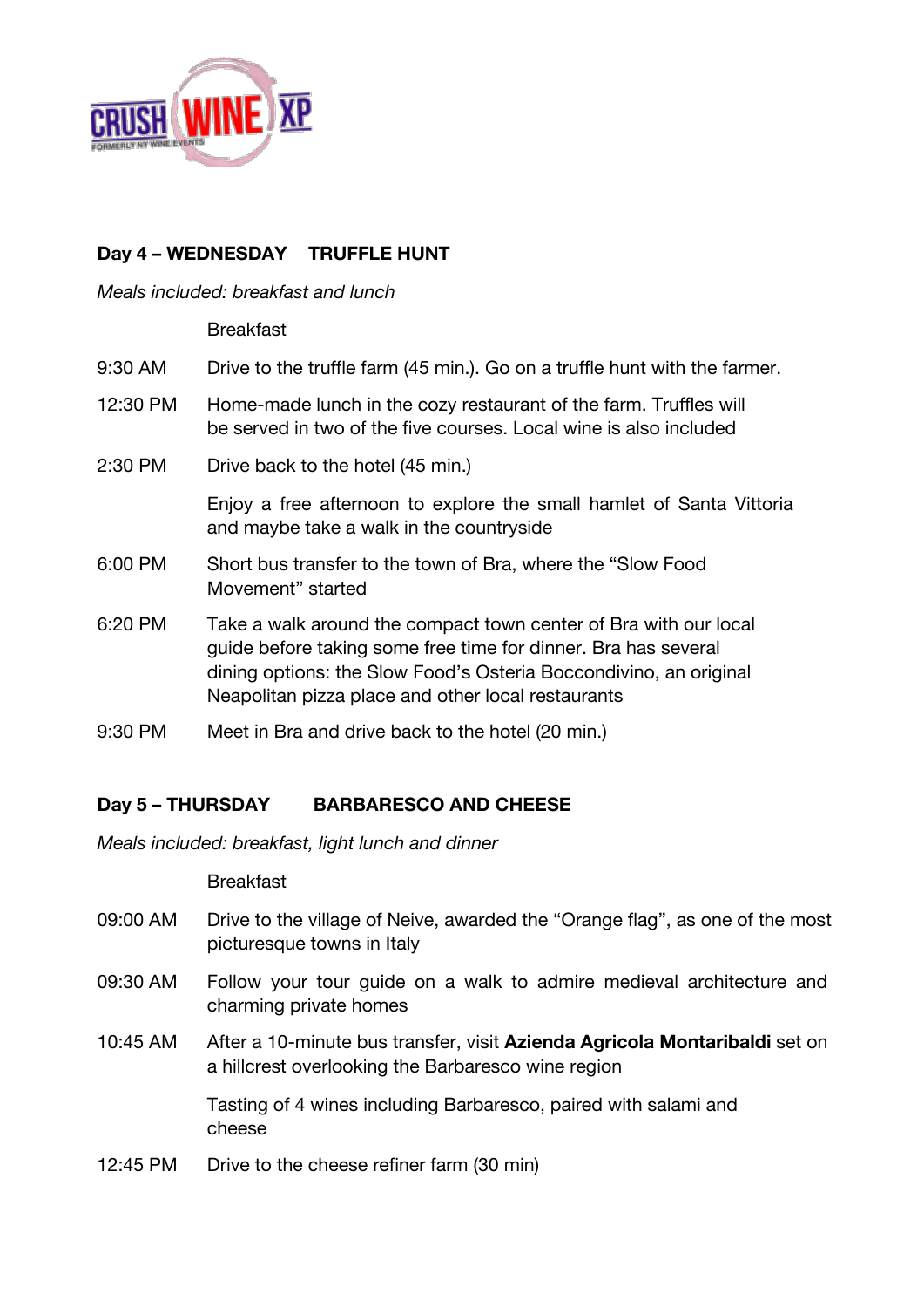## Day 4 – WEDNESDAY    TRUFFLE HUNT

*Meals included: breakfast and lunch*

| | |
|---|---|
| | Breakfast |
| 9:30 AM | Drive to the truffle farm (45 min.). Go on a truffle hunt with the farmer. |
| 12:30 PM | Home-made lunch in the cozy restaurant of the farm. Truffles will be served in two of the five courses. Local wine is also included |
| 2:30 PM | Drive back to the hotel (45 min.) |
| | Enjoy a free afternoon to explore the small hamlet of Santa Vittoria and maybe take a walk in the countryside |
| 6:00 PM | Short bus transfer to the town of Bra, where the "Slow Food Movement" started |
| 6:20 PM | Take a walk around the compact town center of Bra with our local guide before taking some free time for dinner. Bra has several dining options: the Slow Food's Osteria Boccondivino, an original Neapolitan pizza place and other local restaurants |
| 9:30 PM | Meet in Bra and drive back to the hotel (20 min.) |

## Day 5 – THURSDAY    BARBARESCO AND CHEESE

*Meals included: breakfast, light lunch and dinner*

| | |
|---|---|
| | Breakfast |
| 09:00 AM | Drive to the village of Neive, awarded the "Orange flag", as one of the most picturesque towns in Italy |
| 09:30 AM | Follow your tour guide on a walk to admire medieval architecture and charming private homes |
| 10:45 AM | After a 10-minute bus transfer, visit **Azienda Agricola Montaribaldi** set on a hillcrest overlooking the Barbaresco wine region |
| | Tasting of 4 wines including Barbaresco, paired with salami and cheese |
| 12:45 PM | Drive to the cheese refiner farm (30 min) |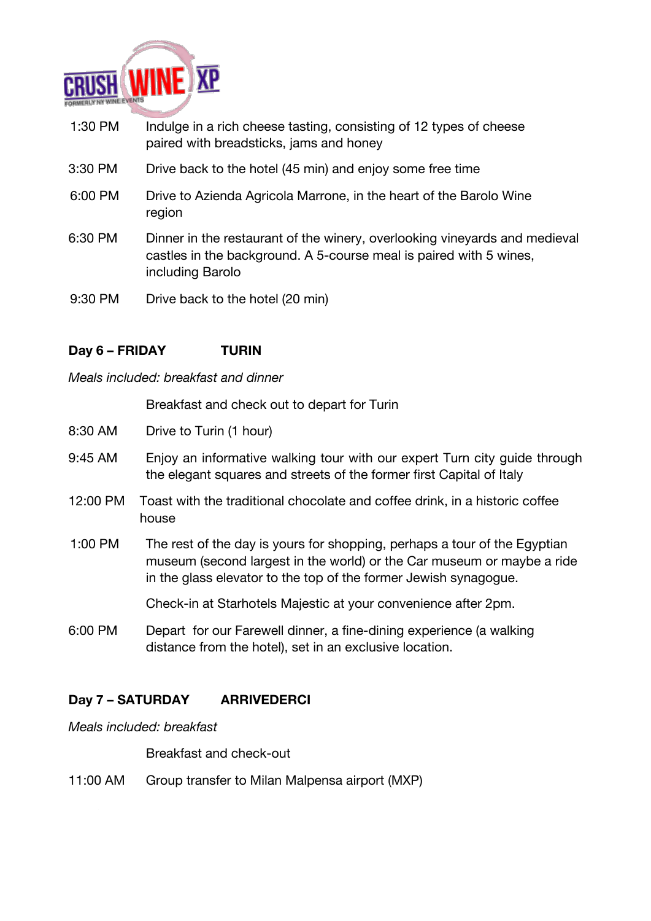| | |
|---|---|
| 1:30 PM | Indulge in a rich cheese tasting, consisting of 12 types of cheese paired with breadsticks, jams and honey |
| 3:30 PM | Drive back to the hotel (45 min) and enjoy some free time |
| 6:00 PM | Drive to Azienda Agricola Marrone, in the heart of the Barolo Wine region |
| 6:30 PM | Dinner in the restaurant of the winery, overlooking vineyards and medieval castles in the background. A 5-course meal is paired with 5 wines, including Barolo |
| 9:30 PM | Drive back to the hotel (20 min) |

**Day 6 – FRIDAY TURIN**

*Meals included: breakfast and dinner*

| | |
|---|---|
| | Breakfast and check out to depart for Turin |
| 8:30 AM | Drive to Turin (1 hour) |
| 9:45 AM | Enjoy an informative walking tour with our expert Turn city guide through the elegant squares and streets of the former first Capital of Italy |
| 12:00 PM | Toast with the traditional chocolate and coffee drink, in a historic coffee house |
| 1:00 PM | The rest of the day is yours for shopping, perhaps a tour of the Egyptian museum (second largest in the world) or the Car museum or maybe a ride in the glass elevator to the top of the former Jewish synagogue. |
| | Check-in at Starhotels Majestic at your convenience after 2pm. |
| 6:00 PM | Depart for our Farewell dinner, a fine-dining experience (a walking distance from the hotel), set in an exclusive location. |

**Day 7 – SATURDAY ARRIVEDERCI**

*Meals included: breakfast*

| | |
|---|---|
| | Breakfast and check-out |
| 11:00 AM | Group transfer to Milan Malpensa airport (MXP) |